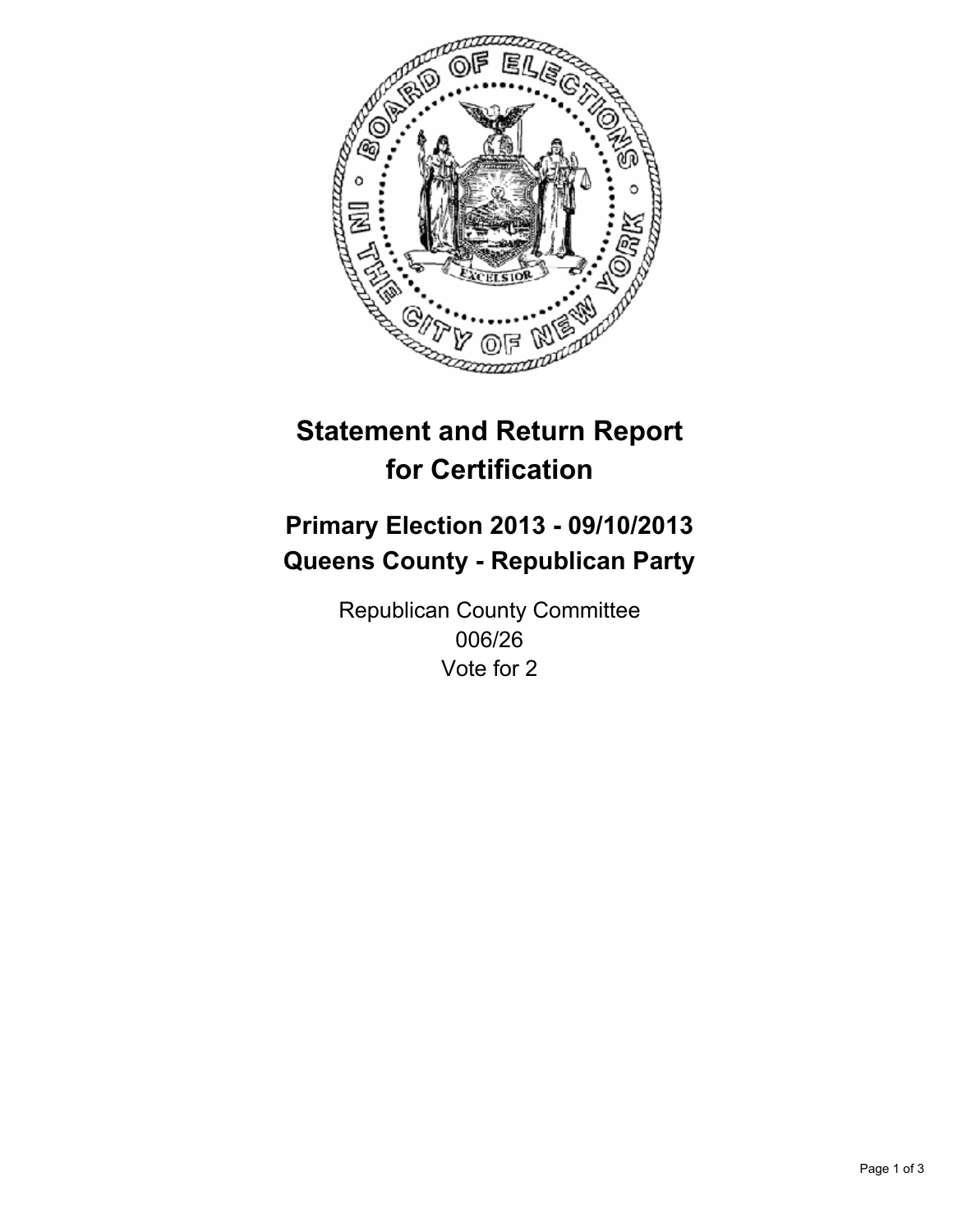# Statement and Return Report for Certification

## Primary Election 2013 - 09/10/2013
## Queens County - Republican Party

Republican County Committee
006/26
Vote for 2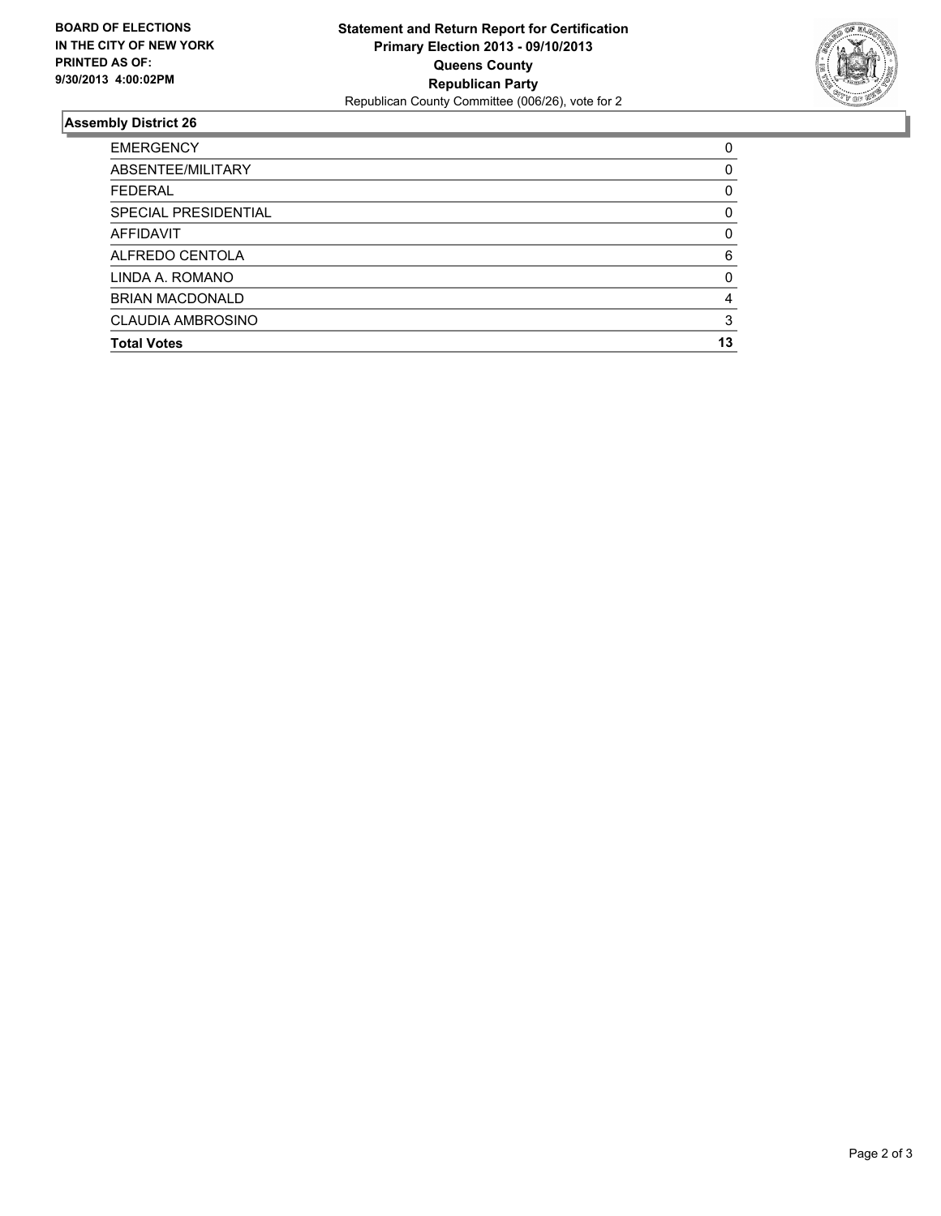**BOARD OF ELECTIONS IN THE CITY OF NEW YORK PRINTED AS OF: 9/30/2013 4:00:02PM**

**Statement and Return Report for Certification**
**Primary Election 2013 - 09/10/2013**
**Queens County**
**Republican Party**
Republican County Committee (006/26), vote for 2

## Assembly District 26

| | |
|---|---|
| EMERGENCY | 0 |
| ABSENTEE/MILITARY | 0 |
| FEDERAL | 0 |
| SPECIAL PRESIDENTIAL | 0 |
| AFFIDAVIT | 0 |
| ALFREDO CENTOLA | 6 |
| LINDA A. ROMANO | 0 |
| BRIAN MACDONALD | 4 |
| CLAUDIA AMBROSINO | 3 |
| **Total Votes** | **13** |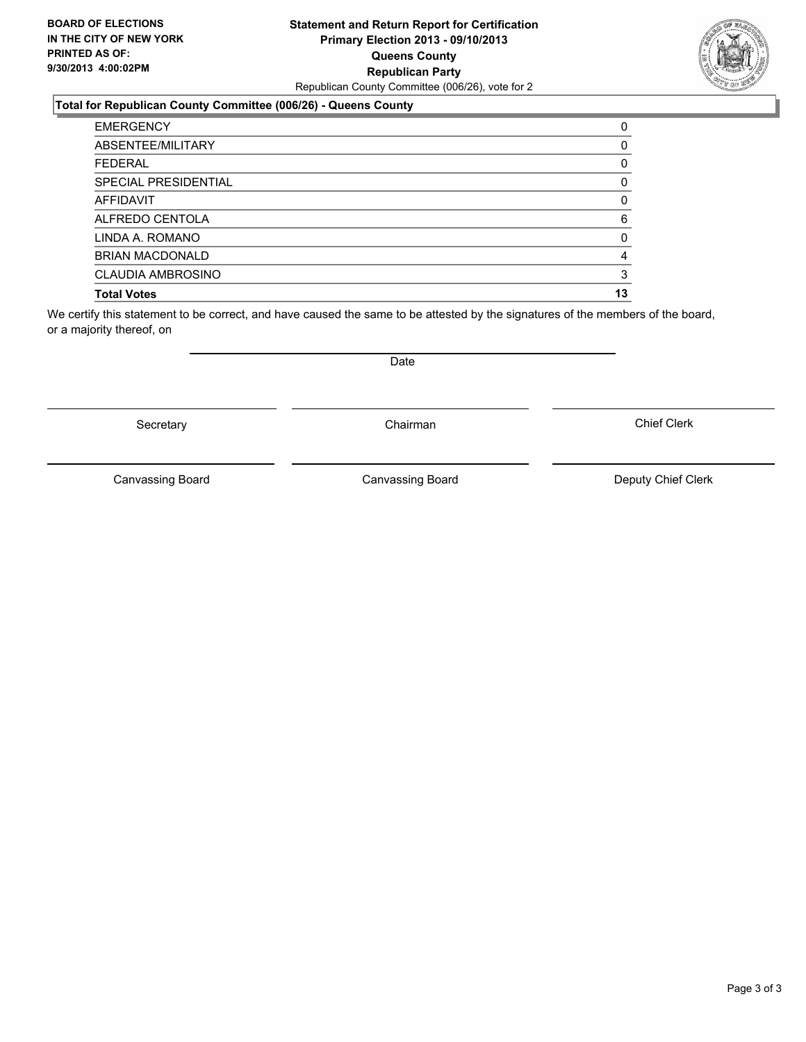**BOARD OF ELECTIONS IN THE CITY OF NEW YORK PRINTED AS OF: 9/30/2013 4:00:02PM**

**Statement and Return Report for Certification**
**Primary Election 2013 - 09/10/2013**
**Queens County**
**Republican Party**
Republican County Committee (006/26), vote for 2

**Total for Republican County Committee (006/26) - Queens County**

| | |
|---|---|
| EMERGENCY | 0 |
| ABSENTEE/MILITARY | 0 |
| FEDERAL | 0 |
| SPECIAL PRESIDENTIAL | 0 |
| AFFIDAVIT | 0 |
| ALFREDO CENTOLA | 6 |
| LINDA A. ROMANO | 0 |
| BRIAN MACDONALD | 4 |
| CLAUDIA AMBROSINO | 3 |
| **Total Votes** | **13** |

We certify this statement to be correct, and have caused the same to be attested by the signatures of the members of the board, or a majority thereof, on

Date

Secretary | Chairman | Chief Clerk

Canvassing Board | Canvassing Board | Deputy Chief Clerk